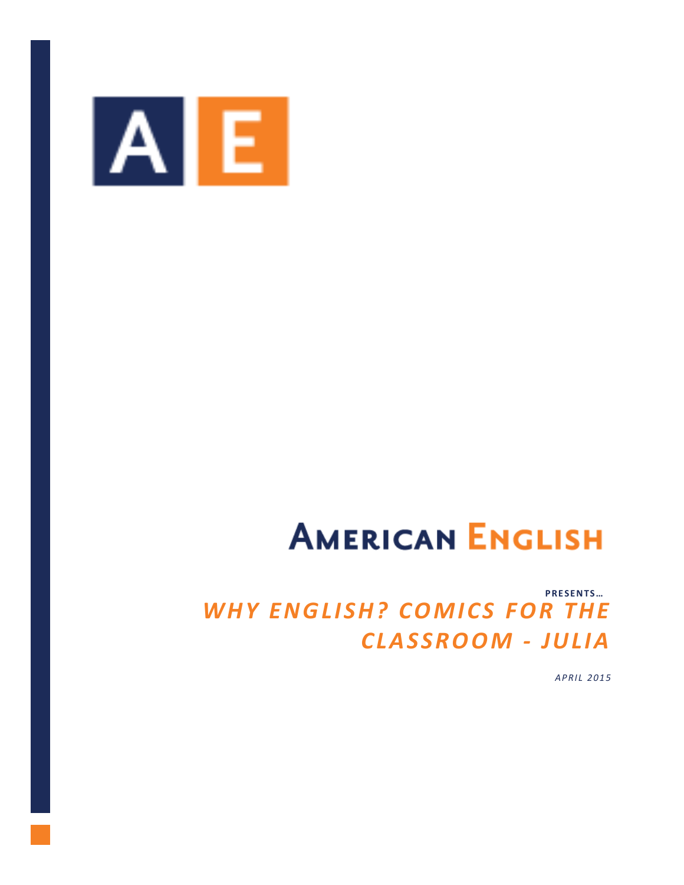# AMERICAN ENGLISH

**PRESENTS…**

## *WHY ENGLISH? COMICS FOR THE CLASSROOM - JULIA*

*APRIL 2015*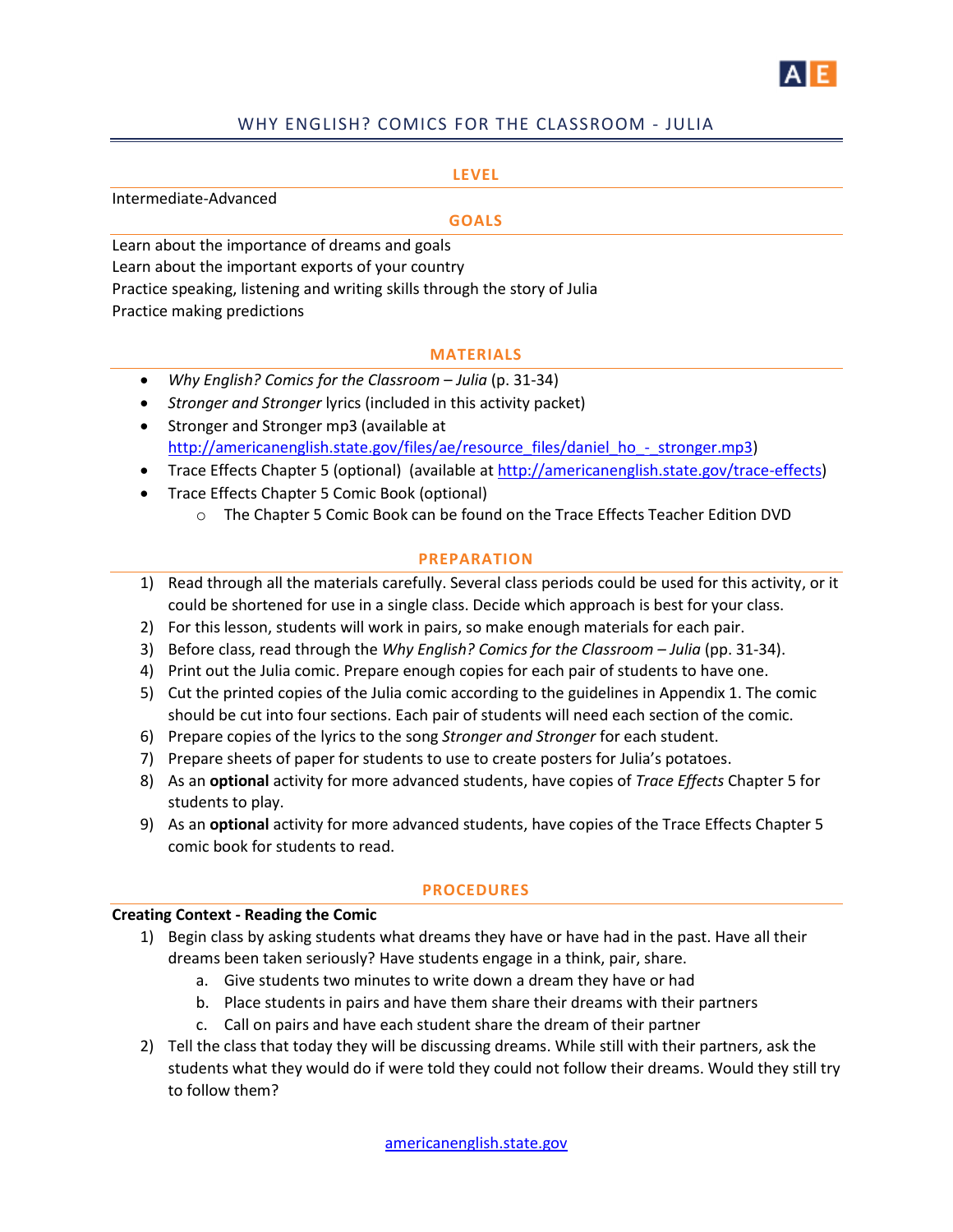# WHY ENGLISH? COMICS FOR THE CLASSROOM - JULIA

## LEVEL

Intermediate-Advanced

## GOALS

Learn about the importance of dreams and goals
Learn about the important exports of your country
Practice speaking, listening and writing skills through the story of Julia
Practice making predictions

## MATERIALS

- *Why English? Comics for the Classroom – Julia* (p. 31-34)
- *Stronger and Stronger* lyrics (included in this activity packet)
- Stronger and Stronger mp3 (available at http://americanenglish.state.gov/files/ae/resource_files/daniel_ho_-_stronger.mp3)
- Trace Effects Chapter 5 (optional) (available at http://americanenglish.state.gov/trace-effects)
- Trace Effects Chapter 5 Comic Book (optional)
  - The Chapter 5 Comic Book can be found on the Trace Effects Teacher Edition DVD

## PREPARATION

1) Read through all the materials carefully. Several class periods could be used for this activity, or it could be shortened for use in a single class. Decide which approach is best for your class.
2) For this lesson, students will work in pairs, so make enough materials for each pair.
3) Before class, read through the *Why English? Comics for the Classroom – Julia* (pp. 31-34).
4) Print out the Julia comic. Prepare enough copies for each pair of students to have one.
5) Cut the printed copies of the Julia comic according to the guidelines in Appendix 1. The comic should be cut into four sections. Each pair of students will need each section of the comic.
6) Prepare copies of the lyrics to the song *Stronger and Stronger* for each student.
7) Prepare sheets of paper for students to use to create posters for Julia's potatoes.
8) As an **optional** activity for more advanced students, have copies of *Trace Effects* Chapter 5 for students to play.
9) As an **optional** activity for more advanced students, have copies of the Trace Effects Chapter 5 comic book for students to read.

## PROCEDURES

**Creating Context - Reading the Comic**

1) Begin class by asking students what dreams they have or have had in the past. Have all their dreams been taken seriously? Have students engage in a think, pair, share.
   a. Give students two minutes to write down a dream they have or had
   b. Place students in pairs and have them share their dreams with their partners
   c. Call on pairs and have each student share the dream of their partner
2) Tell the class that today they will be discussing dreams. While still with their partners, ask the students what they would do if were told they could not follow their dreams. Would they still try to follow them?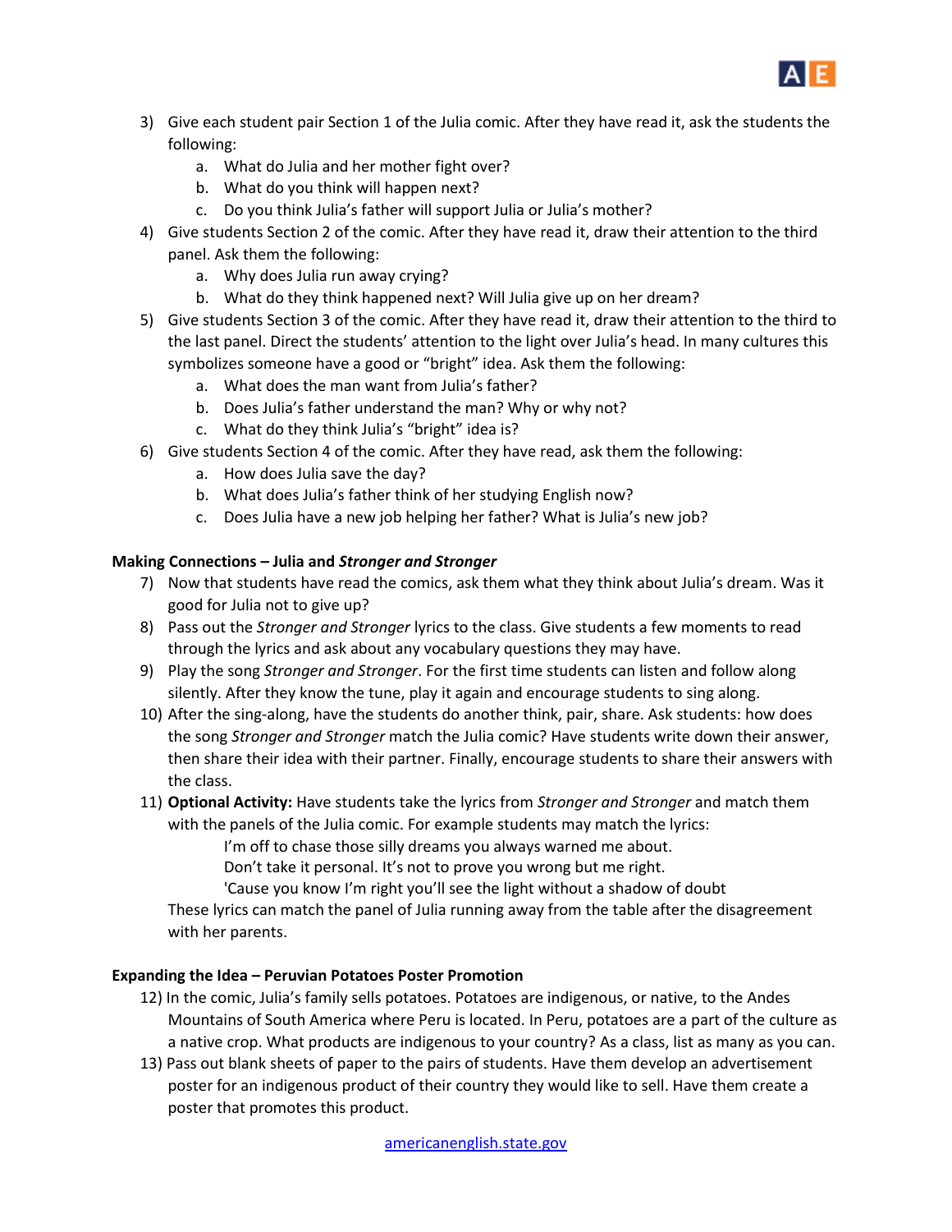3) Give each student pair Section 1 of the Julia comic. After they have read it, ask the students the following:
   a. What do Julia and her mother fight over?
   b. What do you think will happen next?
   c. Do you think Julia's father will support Julia or Julia's mother?
4) Give students Section 2 of the comic. After they have read it, draw their attention to the third panel. Ask them the following:
   a. Why does Julia run away crying?
   b. What do they think happened next? Will Julia give up on her dream?
5) Give students Section 3 of the comic. After they have read it, draw their attention to the third to the last panel. Direct the students' attention to the light over Julia's head. In many cultures this symbolizes someone have a good or "bright" idea. Ask them the following:
   a. What does the man want from Julia's father?
   b. Does Julia's father understand the man? Why or why not?
   c. What do they think Julia's "bright" idea is?
6) Give students Section 4 of the comic. After they have read, ask them the following:
   a. How does Julia save the day?
   b. What does Julia's father think of her studying English now?
   c. Does Julia have a new job helping her father? What is Julia's new job?

**Making Connections – Julia and *Stronger and Stronger***

7) Now that students have read the comics, ask them what they think about Julia's dream. Was it good for Julia not to give up?
8) Pass out the *Stronger and Stronger* lyrics to the class. Give students a few moments to read through the lyrics and ask about any vocabulary questions they may have.
9) Play the song *Stronger and Stronger*. For the first time students can listen and follow along silently. After they know the tune, play it again and encourage students to sing along.
10) After the sing-along, have the students do another think, pair, share. Ask students: how does the song *Stronger and Stronger* match the Julia comic? Have students write down their answer, then share their idea with their partner. Finally, encourage students to share their answers with the class.
11) **Optional Activity:** Have students take the lyrics from *Stronger and Stronger* and match them with the panels of the Julia comic. For example students may match the lyrics:

    I'm off to chase those silly dreams you always warned me about.
    Don't take it personal. It's not to prove you wrong but me right.
    'Cause you know I'm right you'll see the light without a shadow of doubt

    These lyrics can match the panel of Julia running away from the table after the disagreement with her parents.

**Expanding the Idea – Peruvian Potatoes Poster Promotion**

12) In the comic, Julia's family sells potatoes. Potatoes are indigenous, or native, to the Andes Mountains of South America where Peru is located. In Peru, potatoes are a part of the culture as a native crop. What products are indigenous to your country? As a class, list as many as you can.
13) Pass out blank sheets of paper to the pairs of students. Have them develop an advertisement poster for an indigenous product of their country they would like to sell. Have them create a poster that promotes this product.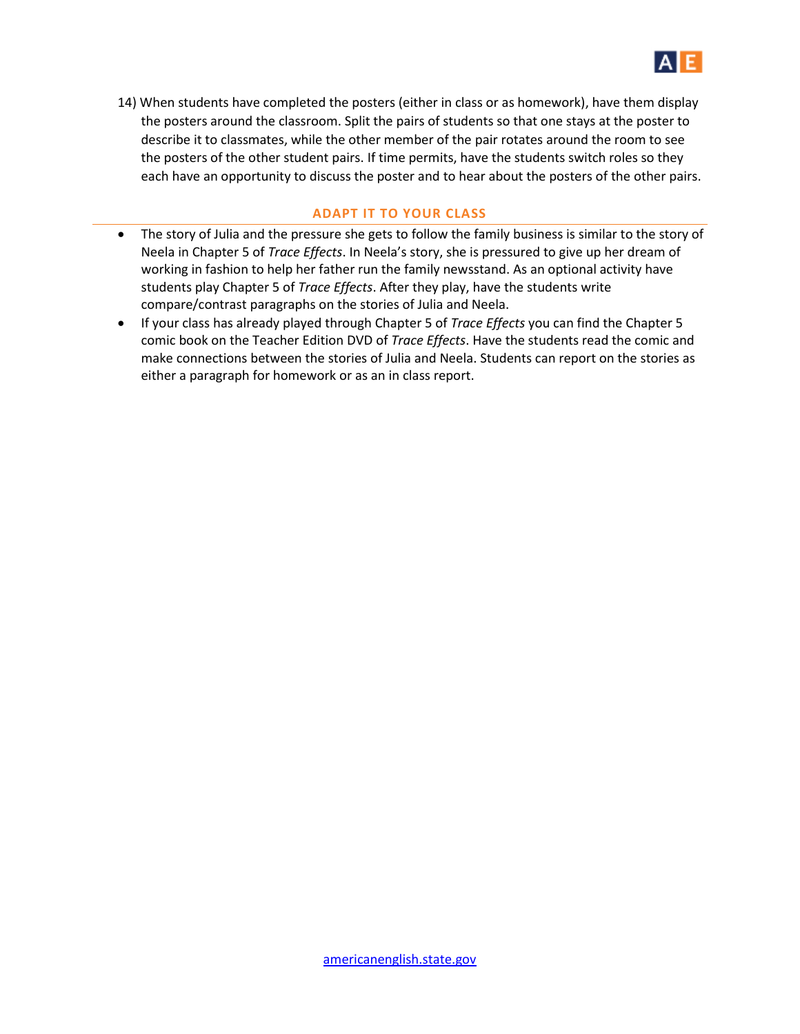14) When students have completed the posters (either in class or as homework), have them display the posters around the classroom. Split the pairs of students so that one stays at the poster to describe it to classmates, while the other member of the pair rotates around the room to see the posters of the other student pairs. If time permits, have the students switch roles so they each have an opportunity to discuss the poster and to hear about the posters of the other pairs.

## ADAPT IT TO YOUR CLASS

- The story of Julia and the pressure she gets to follow the family business is similar to the story of Neela in Chapter 5 of *Trace Effects*. In Neela's story, she is pressured to give up her dream of working in fashion to help her father run the family newsstand. As an optional activity have students play Chapter 5 of *Trace Effects*. After they play, have the students write compare/contrast paragraphs on the stories of Julia and Neela.
- If your class has already played through Chapter 5 of *Trace Effects* you can find the Chapter 5 comic book on the Teacher Edition DVD of *Trace Effects*. Have the students read the comic and make connections between the stories of Julia and Neela. Students can report on the stories as either a paragraph for homework or as an in class report.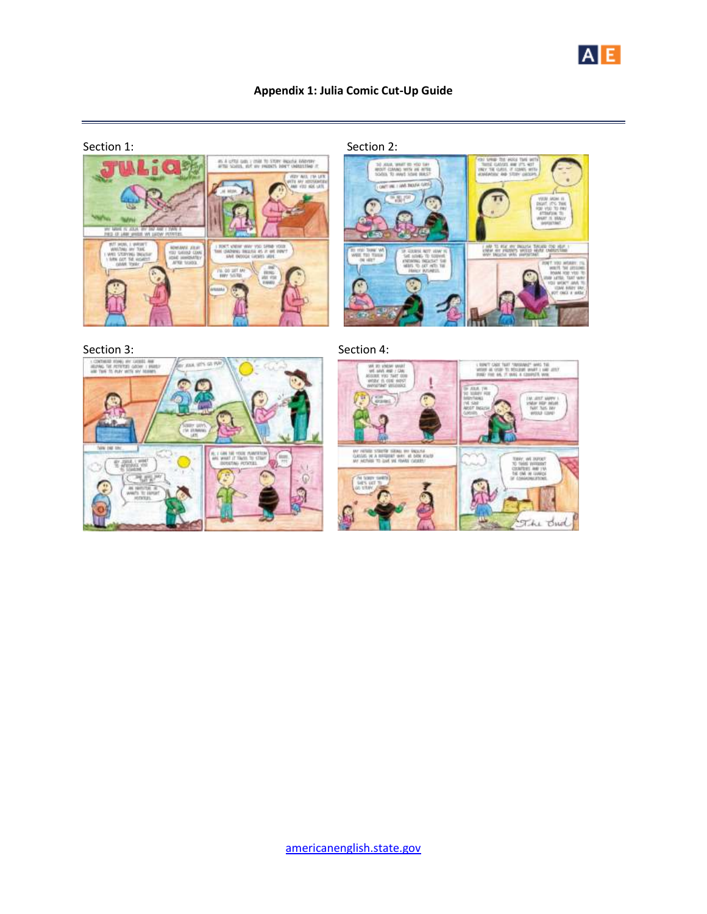# Appendix 1: Julia Comic Cut-Up Guide

Section 1:

Section 2:

Section 3:

Section 4: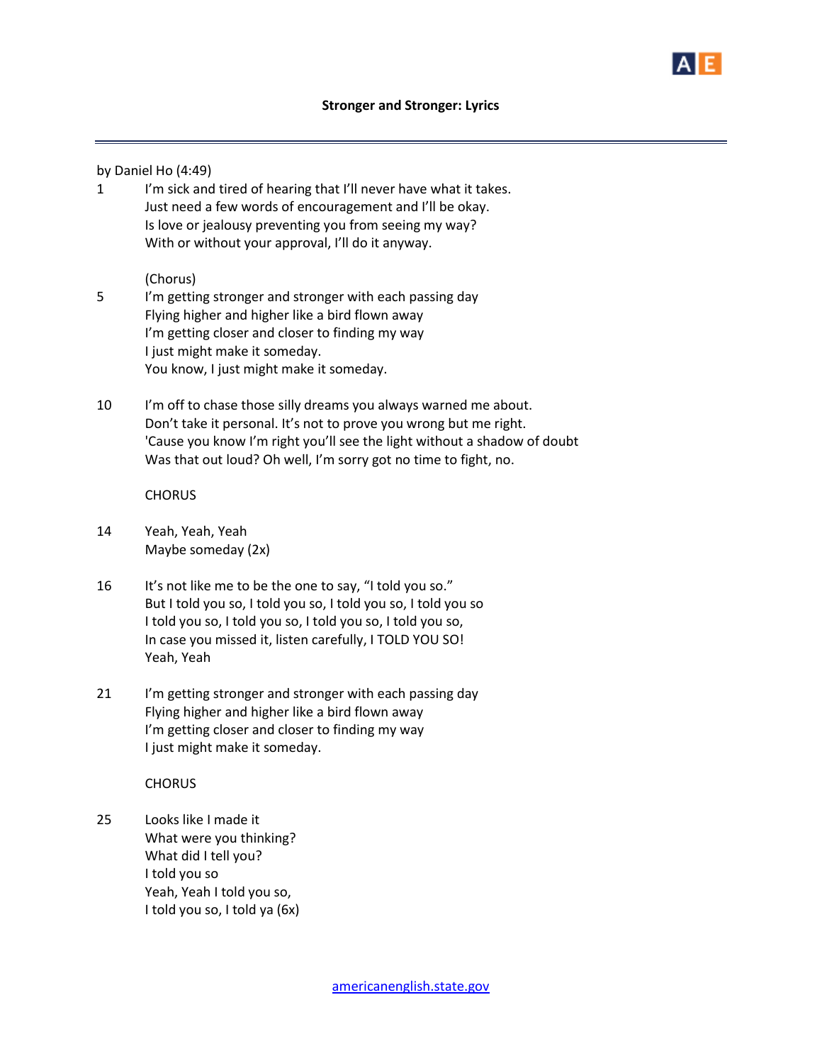**Stronger and Stronger: Lyrics**

---

by Daniel Ho (4:49)

1 I'm sick and tired of hearing that I'll never have what it takes.
Just need a few words of encouragement and I'll be okay.
Is love or jealousy preventing you from seeing my way?
With or without your approval, I'll do it anyway.

(Chorus)

5 I'm getting stronger and stronger with each passing day
Flying higher and higher like a bird flown away
I'm getting closer and closer to finding my way
I just might make it someday.
You know, I just might make it someday.

10 I'm off to chase those silly dreams you always warned me about.
Don't take it personal. It's not to prove you wrong but me right.
'Cause you know I'm right you'll see the light without a shadow of doubt
Was that out loud? Oh well, I'm sorry got no time to fight, no.

CHORUS

14 Yeah, Yeah, Yeah
Maybe someday (2x)

16 It's not like me to be the one to say, "I told you so."
But I told you so, I told you so, I told you so, I told you so
I told you so, I told you so, I told you so, I told you so,
In case you missed it, listen carefully, I TOLD YOU SO!
Yeah, Yeah

21 I'm getting stronger and stronger with each passing day
Flying higher and higher like a bird flown away
I'm getting closer and closer to finding my way
I just might make it someday.

CHORUS

25 Looks like I made it
What were you thinking?
What did I tell you?
I told you so
Yeah, Yeah I told you so,
I told you so, I told ya (6x)